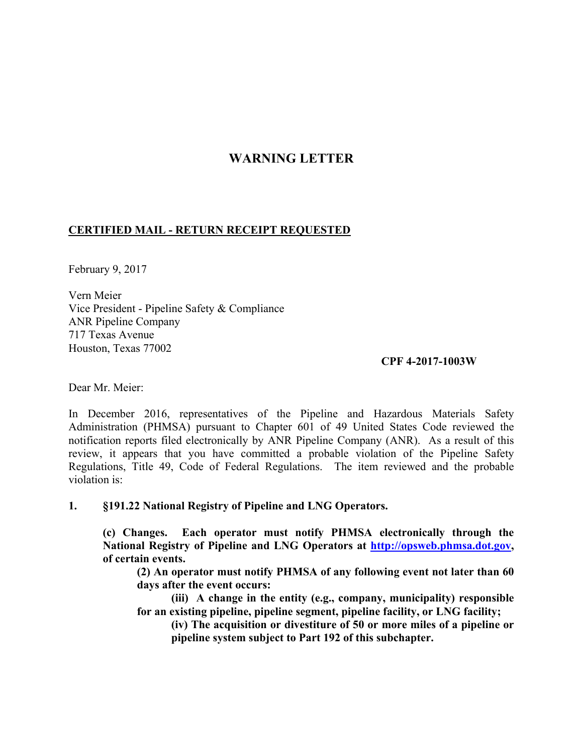# WARNING LETTER

**CERTIFIED MAIL - RETURN RECEIPT REQUESTED**

February 9, 2017

Vern Meier
Vice President - Pipeline Safety & Compliance
ANR Pipeline Company
717 Texas Avenue
Houston, Texas 77002

**CPF 4-2017-1003W**

Dear Mr. Meier:

In December 2016, representatives of the Pipeline and Hazardous Materials Safety Administration (PHMSA) pursuant to Chapter 601 of 49 United States Code reviewed the notification reports filed electronically by ANR Pipeline Company (ANR). As a result of this review, it appears that you have committed a probable violation of the Pipeline Safety Regulations, Title 49, Code of Federal Regulations. The item reviewed and the probable violation is:

**1. §191.22 National Registry of Pipeline and LNG Operators.**

> **(c) Changes. Each operator must notify PHMSA electronically through the National Registry of Pipeline and LNG Operators at [http://opsweb.phmsa.dot.gov](http://opsweb.phmsa.dot.gov), of certain events.**
>
> > **(2) An operator must notify PHMSA of any following event not later than 60 days after the event occurs:**
> >
> > > **(iii) A change in the entity (e.g., company, municipality) responsible for an existing pipeline, pipeline segment, pipeline facility, or LNG facility;**
> > >
> > > **(iv) The acquisition or divestiture of 50 or more miles of a pipeline or pipeline system subject to Part 192 of this subchapter.**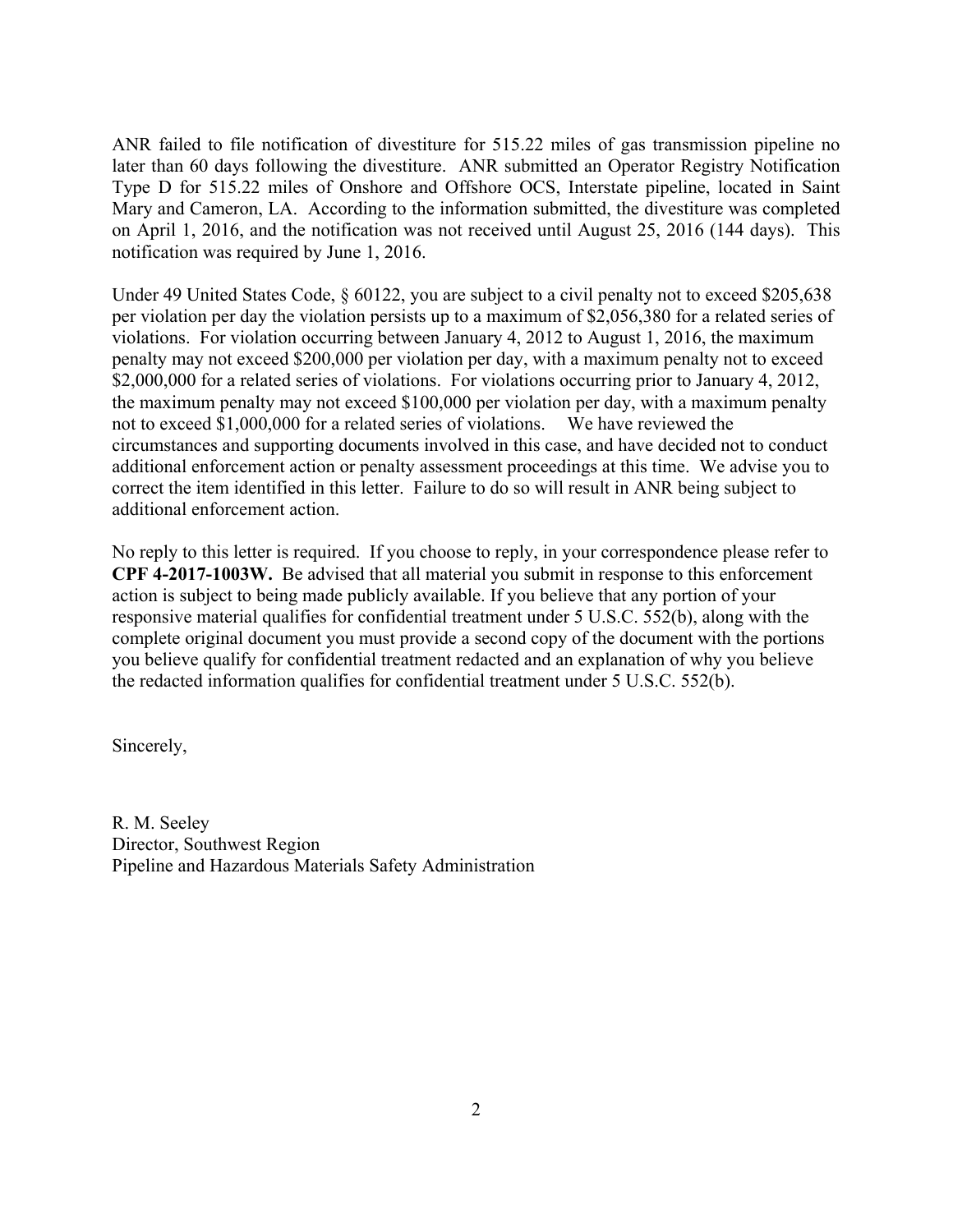ANR failed to file notification of divestiture for 515.22 miles of gas transmission pipeline no later than 60 days following the divestiture. ANR submitted an Operator Registry Notification Type D for 515.22 miles of Onshore and Offshore OCS, Interstate pipeline, located in Saint Mary and Cameron, LA. According to the information submitted, the divestiture was completed on April 1, 2016, and the notification was not received until August 25, 2016 (144 days). This notification was required by June 1, 2016.

Under 49 United States Code, § 60122, you are subject to a civil penalty not to exceed $205,638 per violation per day the violation persists up to a maximum of $2,056,380 for a related series of violations. For violation occurring between January 4, 2012 to August 1, 2016, the maximum penalty may not exceed $200,000 per violation per day, with a maximum penalty not to exceed $2,000,000 for a related series of violations. For violations occurring prior to January 4, 2012, the maximum penalty may not exceed $100,000 per violation per day, with a maximum penalty not to exceed $1,000,000 for a related series of violations. We have reviewed the circumstances and supporting documents involved in this case, and have decided not to conduct additional enforcement action or penalty assessment proceedings at this time. We advise you to correct the item identified in this letter. Failure to do so will result in ANR being subject to additional enforcement action.

No reply to this letter is required. If you choose to reply, in your correspondence please refer to **CPF 4-2017-1003W.** Be advised that all material you submit in response to this enforcement action is subject to being made publicly available. If you believe that any portion of your responsive material qualifies for confidential treatment under 5 U.S.C. 552(b), along with the complete original document you must provide a second copy of the document with the portions you believe qualify for confidential treatment redacted and an explanation of why you believe the redacted information qualifies for confidential treatment under 5 U.S.C. 552(b).

Sincerely,

R. M. Seeley
Director, Southwest Region
Pipeline and Hazardous Materials Safety Administration